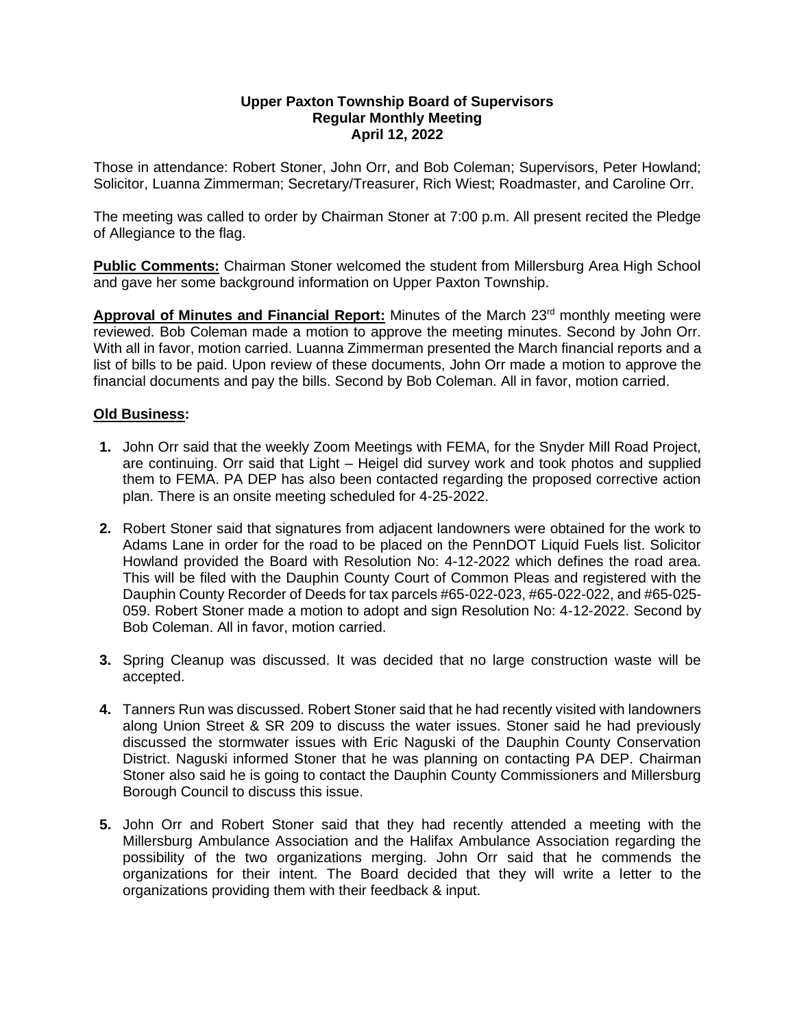**Upper Paxton Township Board of Supervisors**
**Regular Monthly Meeting**
**April 12, 2022**

Those in attendance: Robert Stoner, John Orr, and Bob Coleman; Supervisors, Peter Howland; Solicitor, Luanna Zimmerman; Secretary/Treasurer, Rich Wiest; Roadmaster, and Caroline Orr.

The meeting was called to order by Chairman Stoner at 7:00 p.m. All present recited the Pledge of Allegiance to the flag.

**Public Comments:** Chairman Stoner welcomed the student from Millersburg Area High School and gave her some background information on Upper Paxton Township.

**Approval of Minutes and Financial Report:** Minutes of the March 23rd monthly meeting were reviewed. Bob Coleman made a motion to approve the meeting minutes. Second by John Orr. With all in favor, motion carried. Luanna Zimmerman presented the March financial reports and a list of bills to be paid. Upon review of these documents, John Orr made a motion to approve the financial documents and pay the bills. Second by Bob Coleman. All in favor, motion carried.

**Old Business:**

1. John Orr said that the weekly Zoom Meetings with FEMA, for the Snyder Mill Road Project, are continuing. Orr said that Light – Heigel did survey work and took photos and supplied them to FEMA. PA DEP has also been contacted regarding the proposed corrective action plan. There is an onsite meeting scheduled for 4-25-2022.

2. Robert Stoner said that signatures from adjacent landowners were obtained for the work to Adams Lane in order for the road to be placed on the PennDOT Liquid Fuels list. Solicitor Howland provided the Board with Resolution No: 4-12-2022 which defines the road area. This will be filed with the Dauphin County Court of Common Pleas and registered with the Dauphin County Recorder of Deeds for tax parcels #65-022-023, #65-022-022, and #65-025-059. Robert Stoner made a motion to adopt and sign Resolution No: 4-12-2022. Second by Bob Coleman. All in favor, motion carried.

3. Spring Cleanup was discussed. It was decided that no large construction waste will be accepted.

4. Tanners Run was discussed. Robert Stoner said that he had recently visited with landowners along Union Street & SR 209 to discuss the water issues. Stoner said he had previously discussed the stormwater issues with Eric Naguski of the Dauphin County Conservation District. Naguski informed Stoner that he was planning on contacting PA DEP. Chairman Stoner also said he is going to contact the Dauphin County Commissioners and Millersburg Borough Council to discuss this issue.

5. John Orr and Robert Stoner said that they had recently attended a meeting with the Millersburg Ambulance Association and the Halifax Ambulance Association regarding the possibility of the two organizations merging. John Orr said that he commends the organizations for their intent. The Board decided that they will write a letter to the organizations providing them with their feedback & input.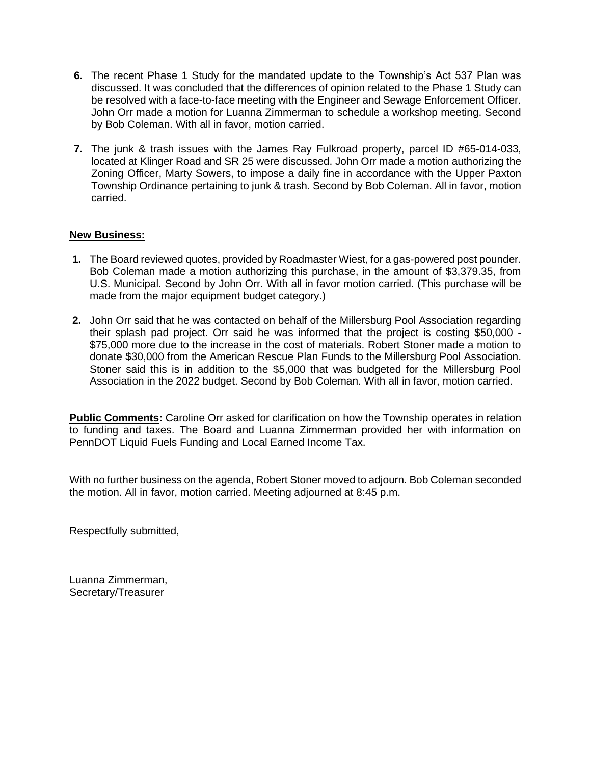6. The recent Phase 1 Study for the mandated update to the Township's Act 537 Plan was discussed. It was concluded that the differences of opinion related to the Phase 1 Study can be resolved with a face-to-face meeting with the Engineer and Sewage Enforcement Officer. John Orr made a motion for Luanna Zimmerman to schedule a workshop meeting. Second by Bob Coleman. With all in favor, motion carried.

7. The junk & trash issues with the James Ray Fulkroad property, parcel ID #65-014-033, located at Klinger Road and SR 25 were discussed. John Orr made a motion authorizing the Zoning Officer, Marty Sowers, to impose a daily fine in accordance with the Upper Paxton Township Ordinance pertaining to junk & trash. Second by Bob Coleman. All in favor, motion carried.

**New Business:**

1. The Board reviewed quotes, provided by Roadmaster Wiest, for a gas-powered post pounder. Bob Coleman made a motion authorizing this purchase, in the amount of $3,379.35, from U.S. Municipal. Second by John Orr. With all in favor motion carried. (This purchase will be made from the major equipment budget category.)

2. John Orr said that he was contacted on behalf of the Millersburg Pool Association regarding their splash pad project. Orr said he was informed that the project is costing $50,000 - $75,000 more due to the increase in the cost of materials. Robert Stoner made a motion to donate $30,000 from the American Rescue Plan Funds to the Millersburg Pool Association. Stoner said this is in addition to the $5,000 that was budgeted for the Millersburg Pool Association in the 2022 budget. Second by Bob Coleman. With all in favor, motion carried.

**Public Comments:** Caroline Orr asked for clarification on how the Township operates in relation to funding and taxes. The Board and Luanna Zimmerman provided her with information on PennDOT Liquid Fuels Funding and Local Earned Income Tax.

With no further business on the agenda, Robert Stoner moved to adjourn. Bob Coleman seconded the motion. All in favor, motion carried. Meeting adjourned at 8:45 p.m.

Respectfully submitted,

Luanna Zimmerman,
Secretary/Treasurer